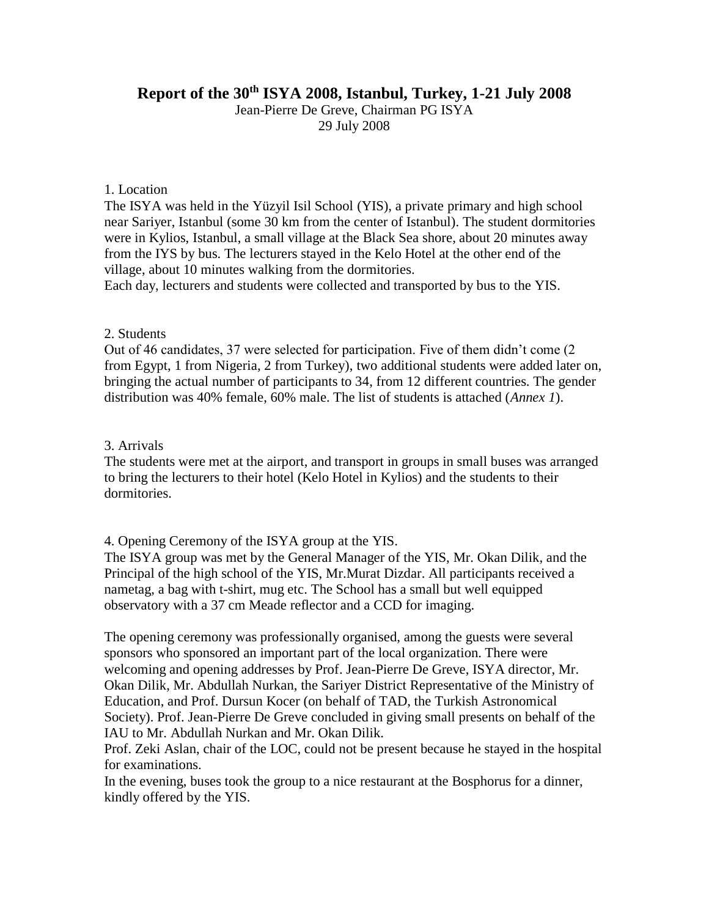# Report of the 30th ISYA 2008, Istanbul, Turkey, 1-21 July 2008

Jean-Pierre De Greve, Chairman PG ISYA
29 July 2008

1. Location

The ISYA was held in the Yüzyil Isil School (YIS), a private primary and high school near Sariyer, Istanbul (some 30 km from the center of Istanbul). The student dormitories were in Kylios, Istanbul, a small village at the Black Sea shore, about 20 minutes away from the IYS by bus. The lecturers stayed in the Kelo Hotel at the other end of the village, about 10 minutes walking from the dormitories.
Each day, lecturers and students were collected and transported by bus to the YIS.

2. Students

Out of 46 candidates, 37 were selected for participation. Five of them didn't come (2 from Egypt, 1 from Nigeria, 2 from Turkey), two additional students were added later on, bringing the actual number of participants to 34, from 12 different countries. The gender distribution was 40% female, 60% male. The list of students is attached (*Annex 1*).

3. Arrivals

The students were met at the airport, and transport in groups in small buses was arranged to bring the lecturers to their hotel (Kelo Hotel in Kylios) and the students to their dormitories.

4. Opening Ceremony of the ISYA group at the YIS.

The ISYA group was met by the General Manager of the YIS, Mr. Okan Dilik, and the Principal of the high school of the YIS, Mr.Murat Dizdar. All participants received a nametag, a bag with t-shirt, mug etc. The School has a small but well equipped observatory with a 37 cm Meade reflector and a CCD for imaging.

The opening ceremony was professionally organised, among the guests were several sponsors who sponsored an important part of the local organization. There were welcoming and opening addresses by Prof. Jean-Pierre De Greve, ISYA director, Mr. Okan Dilik, Mr. Abdullah Nurkan, the Sariyer District Representative of the Ministry of Education, and Prof. Dursun Kocer (on behalf of TAD, the Turkish Astronomical Society). Prof. Jean-Pierre De Greve concluded in giving small presents on behalf of the IAU to Mr. Abdullah Nurkan and Mr. Okan Dilik.
Prof. Zeki Aslan, chair of the LOC, could not be present because he stayed in the hospital for examinations.
In the evening, buses took the group to a nice restaurant at the Bosphorus for a dinner, kindly offered by the YIS.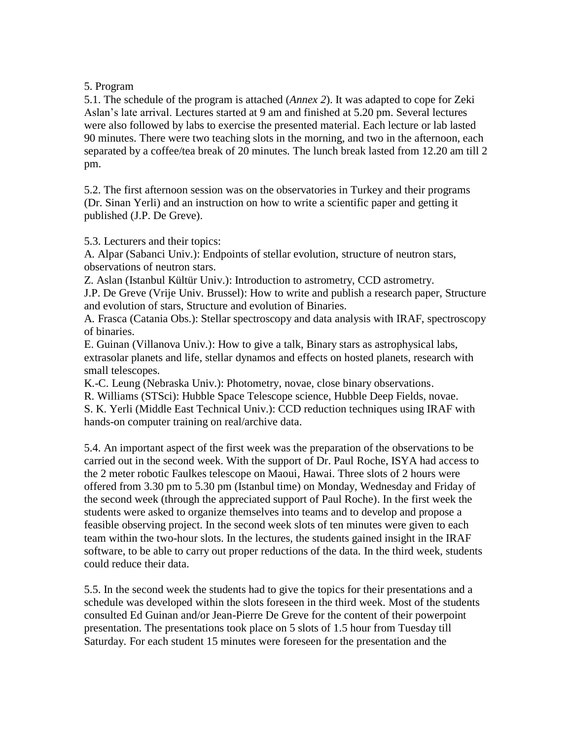5. Program

5.1. The schedule of the program is attached (*Annex 2*). It was adapted to cope for Zeki Aslan's late arrival. Lectures started at 9 am and finished at 5.20 pm. Several lectures were also followed by labs to exercise the presented material. Each lecture or lab lasted 90 minutes. There were two teaching slots in the morning, and two in the afternoon, each separated by a coffee/tea break of 20 minutes. The lunch break lasted from 12.20 am till 2 pm.

5.2. The first afternoon session was on the observatories in Turkey and their programs (Dr. Sinan Yerli) and an instruction on how to write a scientific paper and getting it published (J.P. De Greve).

5.3. Lecturers and their topics:
A. Alpar (Sabanci Univ.): Endpoints of stellar evolution, structure of neutron stars, observations of neutron stars.
Z. Aslan (Istanbul Kültür Univ.): Introduction to astrometry, CCD astrometry.
J.P. De Greve (Vrije Univ. Brussel): How to write and publish a research paper, Structure and evolution of stars, Structure and evolution of Binaries.
A. Frasca (Catania Obs.): Stellar spectroscopy and data analysis with IRAF, spectroscopy of binaries.
E. Guinan (Villanova Univ.): How to give a talk, Binary stars as astrophysical labs, extrasolar planets and life, stellar dynamos and effects on hosted planets, research with small telescopes.
K.-C. Leung (Nebraska Univ.): Photometry, novae, close binary observations.
R. Williams (STSci): Hubble Space Telescope science, Hubble Deep Fields, novae.
S. K. Yerli (Middle East Technical Univ.): CCD reduction techniques using IRAF with hands-on computer training on real/archive data.

5.4. An important aspect of the first week was the preparation of the observations to be carried out in the second week. With the support of Dr. Paul Roche, ISYA had access to the 2 meter robotic Faulkes telescope on Maoui, Hawai. Three slots of 2 hours were offered from 3.30 pm to 5.30 pm (Istanbul time) on Monday, Wednesday and Friday of the second week (through the appreciated support of Paul Roche). In the first week the students were asked to organize themselves into teams and to develop and propose a feasible observing project. In the second week slots of ten minutes were given to each team within the two-hour slots. In the lectures, the students gained insight in the IRAF software, to be able to carry out proper reductions of the data. In the third week, students could reduce their data.

5.5. In the second week the students had to give the topics for their presentations and a schedule was developed within the slots foreseen in the third week. Most of the students consulted Ed Guinan and/or Jean-Pierre De Greve for the content of their powerpoint presentation. The presentations took place on 5 slots of 1.5 hour from Tuesday till Saturday. For each student 15 minutes were foreseen for the presentation and the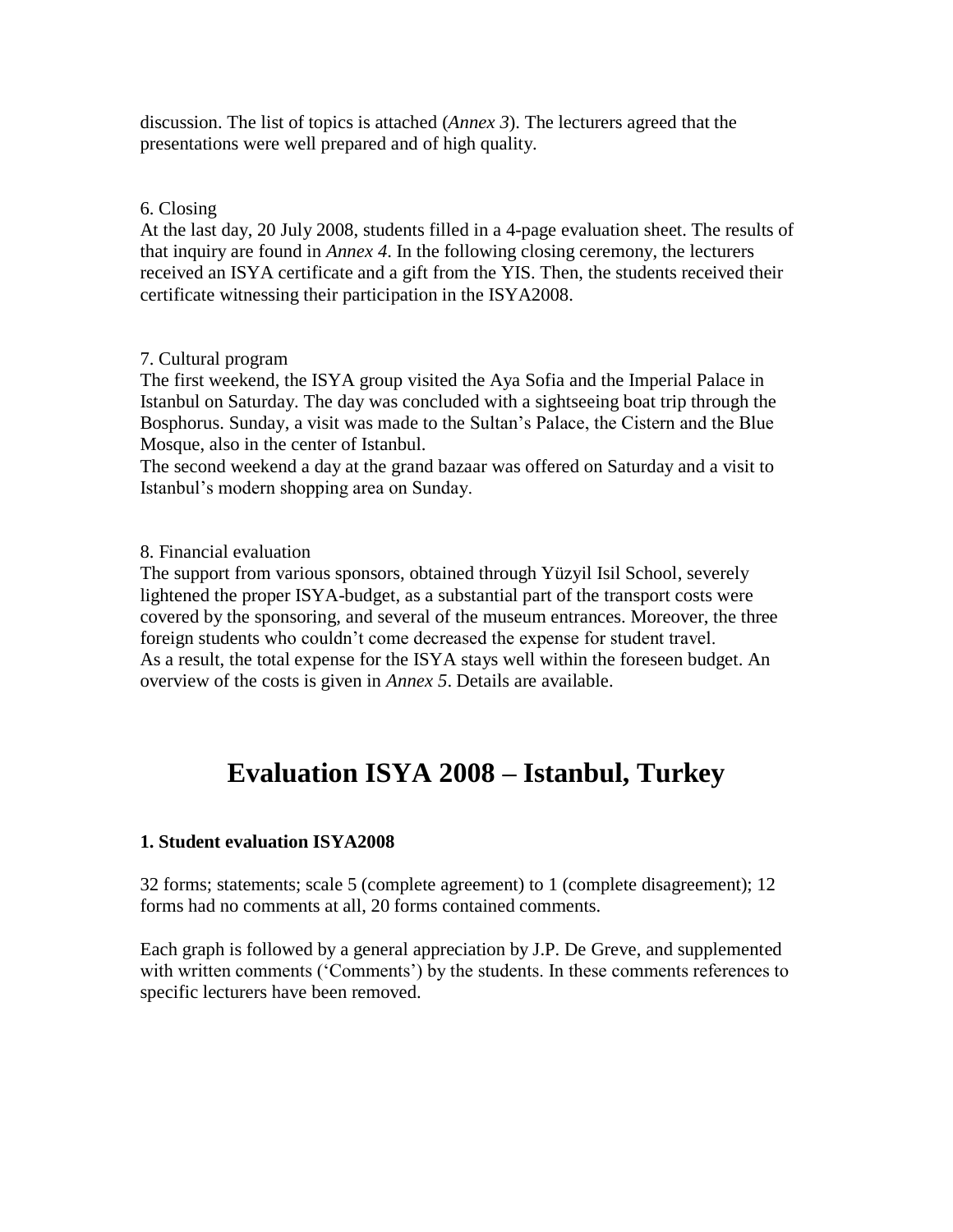discussion. The list of topics is attached (*Annex 3*). The lecturers agreed that the presentations were well prepared and of high quality.

6. Closing
At the last day, 20 July 2008, students filled in a 4-page evaluation sheet. The results of that inquiry are found in *Annex 4*. In the following closing ceremony, the lecturers received an ISYA certificate and a gift from the YIS. Then, the students received their certificate witnessing their participation in the ISYA2008.

7. Cultural program
The first weekend, the ISYA group visited the Aya Sofia and the Imperial Palace in Istanbul on Saturday. The day was concluded with a sightseeing boat trip through the Bosphorus. Sunday, a visit was made to the Sultan's Palace, the Cistern and the Blue Mosque, also in the center of Istanbul.
The second weekend a day at the grand bazaar was offered on Saturday and a visit to Istanbul's modern shopping area on Sunday.

8. Financial evaluation
The support from various sponsors, obtained through Yüzyil Isil School, severely lightened the proper ISYA-budget, as a substantial part of the transport costs were covered by the sponsoring, and several of the museum entrances. Moreover, the three foreign students who couldn't come decreased the expense for student travel.
As a result, the total expense for the ISYA stays well within the foreseen budget. An overview of the costs is given in *Annex 5*. Details are available.

# Evaluation ISYA 2008 – Istanbul, Turkey

**1. Student evaluation ISYA2008**

32 forms; statements; scale 5 (complete agreement) to 1 (complete disagreement); 12 forms had no comments at all, 20 forms contained comments.

Each graph is followed by a general appreciation by J.P. De Greve, and supplemented with written comments ('Comments') by the students. In these comments references to specific lecturers have been removed.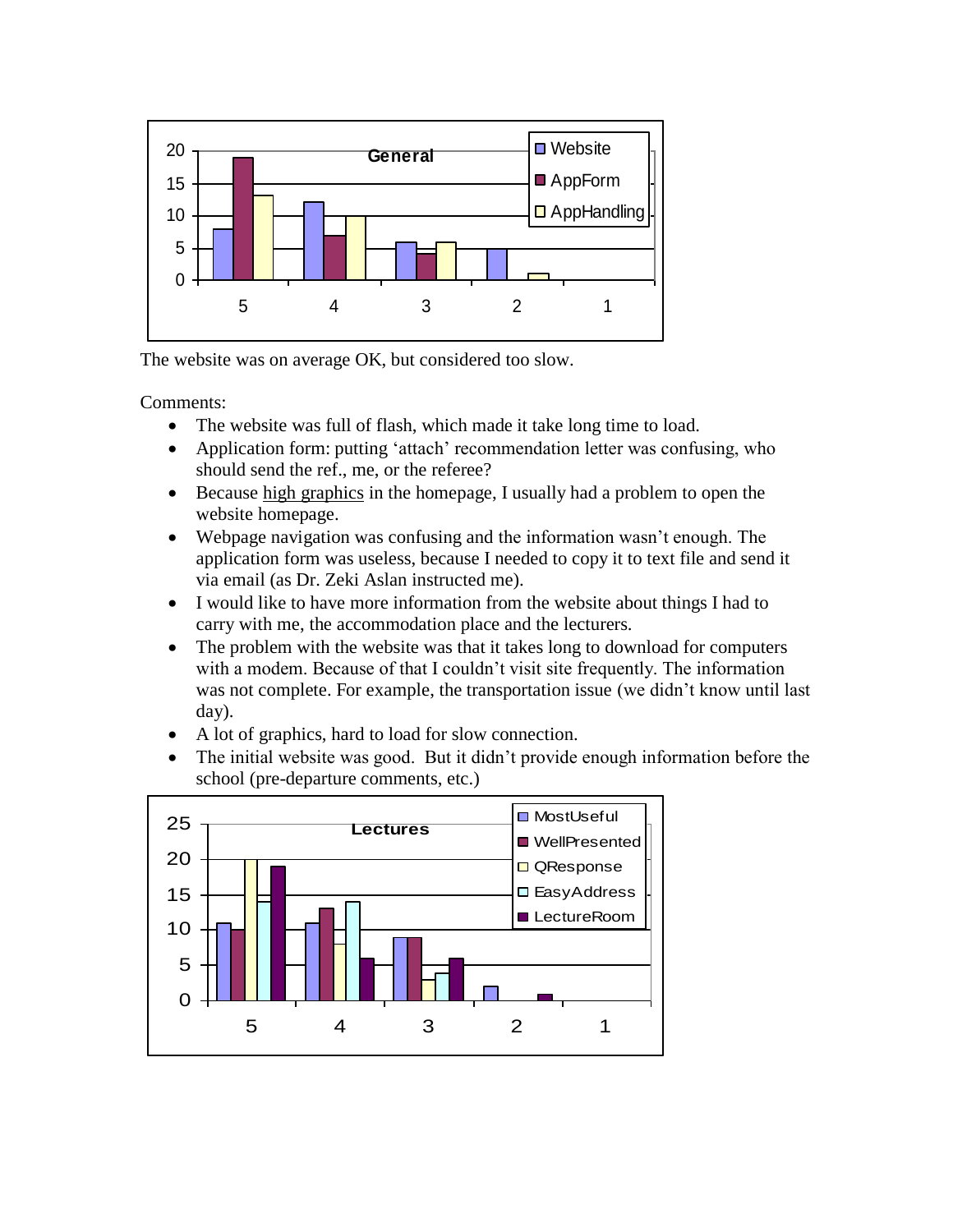The website was on average OK, but considered too slow.

Comments:

- The website was full of flash, which made it take long time to load.
- Application form: putting 'attach' recommendation letter was confusing, who should send the ref., me, or the referee?
- Because high graphics in the homepage, I usually had a problem to open the website homepage.
- Webpage navigation was confusing and the information wasn't enough. The application form was useless, because I needed to copy it to text file and send it via email (as Dr. Zeki Aslan instructed me).
- I would like to have more information from the website about things I had to carry with me, the accommodation place and the lecturers.
- The problem with the website was that it takes long to download for computers with a modem. Because of that I couldn't visit site frequently. The information was not complete. For example, the transportation issue (we didn't know until last day).
- A lot of graphics, hard to load for slow connection.
- The initial website was good. But it didn't provide enough information before the school (pre-departure comments, etc.)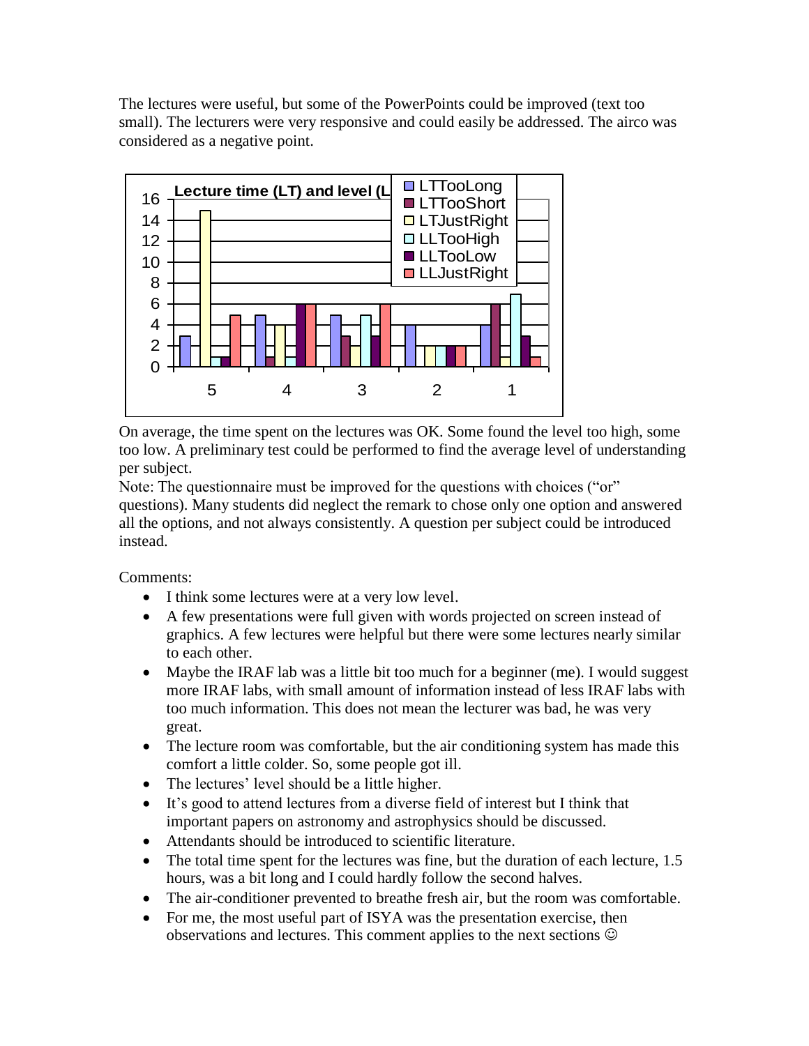The lectures were useful, but some of the PowerPoints could be improved (text too small). The lecturers were very responsive and could easily be addressed. The airco was considered as a negative point.

On average, the time spent on the lectures was OK. Some found the level too high, some too low. A preliminary test could be performed to find the average level of understanding per subject.

Note: The questionnaire must be improved for the questions with choices ("or" questions). Many students did neglect the remark to chose only one option and answered all the options, and not always consistently. A question per subject could be introduced instead.

Comments:

- I think some lectures were at a very low level.
- A few presentations were full given with words projected on screen instead of graphics. A few lectures were helpful but there were some lectures nearly similar to each other.
- Maybe the IRAF lab was a little bit too much for a beginner (me). I would suggest more IRAF labs, with small amount of information instead of less IRAF labs with too much information. This does not mean the lecturer was bad, he was very great.
- The lecture room was comfortable, but the air conditioning system has made this comfort a little colder. So, some people got ill.
- The lectures' level should be a little higher.
- It's good to attend lectures from a diverse field of interest but I think that important papers on astronomy and astrophysics should be discussed.
- Attendants should be introduced to scientific literature.
- The total time spent for the lectures was fine, but the duration of each lecture, 1.5 hours, was a bit long and I could hardly follow the second halves.
- The air-conditioner prevented to breathe fresh air, but the room was comfortable.
- For me, the most useful part of ISYA was the presentation exercise, then observations and lectures. This comment applies to the next sections ☺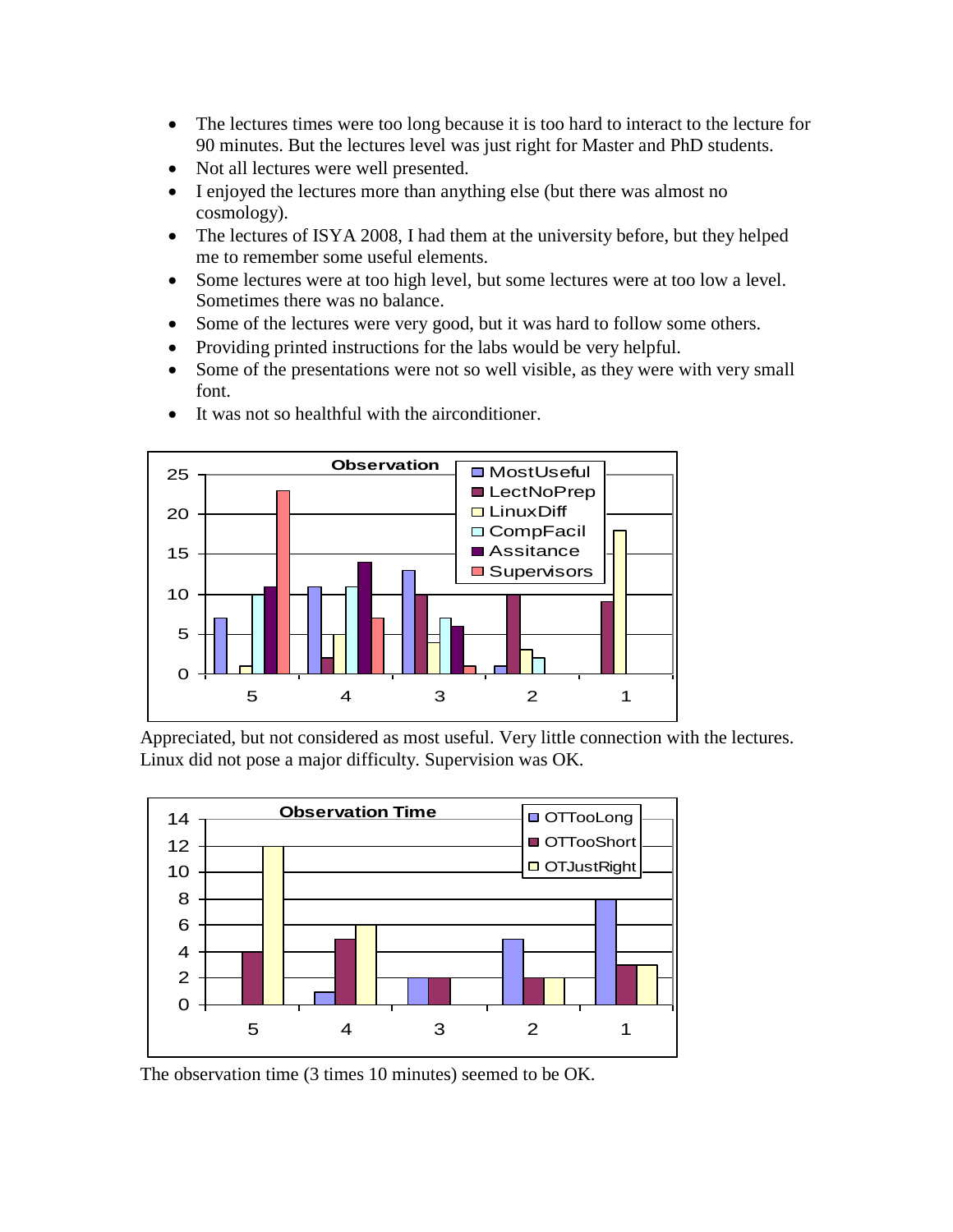- The lectures times were too long because it is too hard to interact to the lecture for 90 minutes. But the lectures level was just right for Master and PhD students.
- Not all lectures were well presented.
- I enjoyed the lectures more than anything else (but there was almost no cosmology).
- The lectures of ISYA 2008, I had them at the university before, but they helped me to remember some useful elements.
- Some lectures were at too high level, but some lectures were at too low a level. Sometimes there was no balance.
- Some of the lectures were very good, but it was hard to follow some others.
- Providing printed instructions for the labs would be very helpful.
- Some of the presentations were not so well visible, as they were with very small font.
- It was not so healthful with the airconditioner.

**Observation**

| | 5 | 4 | 3 | 2 | 1 |
|---|---|---|---|---|---|
| MostUseful | 7 | 11 | 13 | 1 | |
| LectNoPrep | | 2 | 10 | 10 | 9 |
| LinuxDiff | 1 | 5 | 4 | 3 | 18 |
| CompFacil | 10 | 11 | 7 | 2 | |
| Assitance | 11 | 14 | 6 | | |
| Supervisors | 23 | 7 | 1 | | |

Appreciated, but not considered as most useful. Very little connection with the lectures. Linux did not pose a major difficulty. Supervision was OK.

**Observation Time**

| | 5 | 4 | 3 | 2 | 1 |
|---|---|---|---|---|---|
| OTTooLong | | 1 | 2 | 5 | 8 |
| OTTooShort | 4 | 5 | 2 | 2 | 3 |
| OTJustRight | 12 | 6 | | 2 | 3 |

The observation time (3 times 10 minutes) seemed to be OK.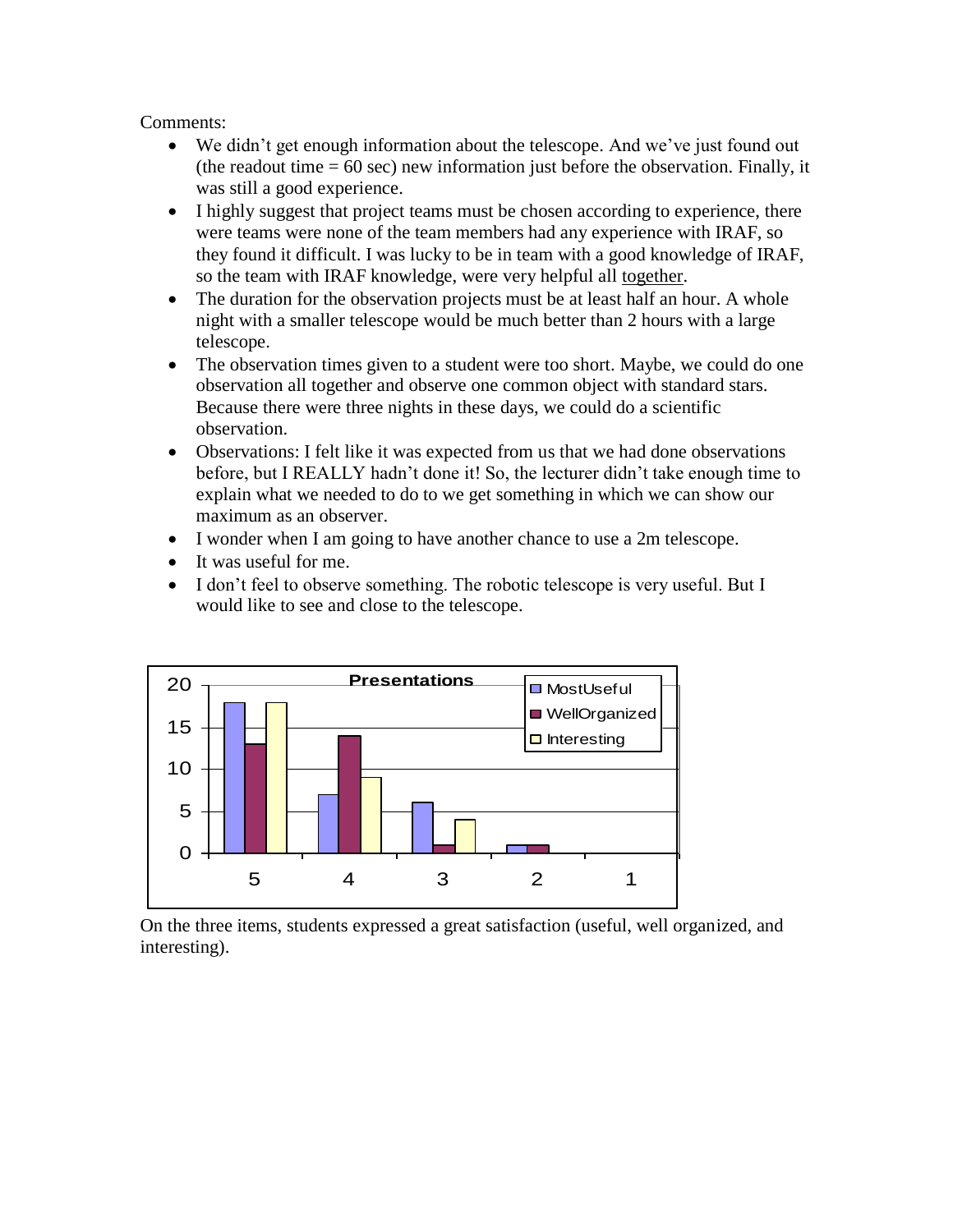Comments:

- We didn't get enough information about the telescope. And we've just found out (the readout time = 60 sec) new information just before the observation. Finally, it was still a good experience.
- I highly suggest that project teams must be chosen according to experience, there were teams were none of the team members had any experience with IRAF, so they found it difficult. I was lucky to be in team with a good knowledge of IRAF, so the team with IRAF knowledge, were very helpful all together.
- The duration for the observation projects must be at least half an hour. A whole night with a smaller telescope would be much better than 2 hours with a large telescope.
- The observation times given to a student were too short. Maybe, we could do one observation all together and observe one common object with standard stars. Because there were three nights in these days, we could do a scientific observation.
- Observations: I felt like it was expected from us that we had done observations before, but I REALLY hadn't done it! So, the lecturer didn't take enough time to explain what we needed to do to we get something in which we can show our maximum as an observer.
- I wonder when I am going to have another chance to use a 2m telescope.
- It was useful for me.
- I don't feel to observe something. The robotic telescope is very useful. But I would like to see and close to the telescope.

On the three items, students expressed a great satisfaction (useful, well organized, and interesting).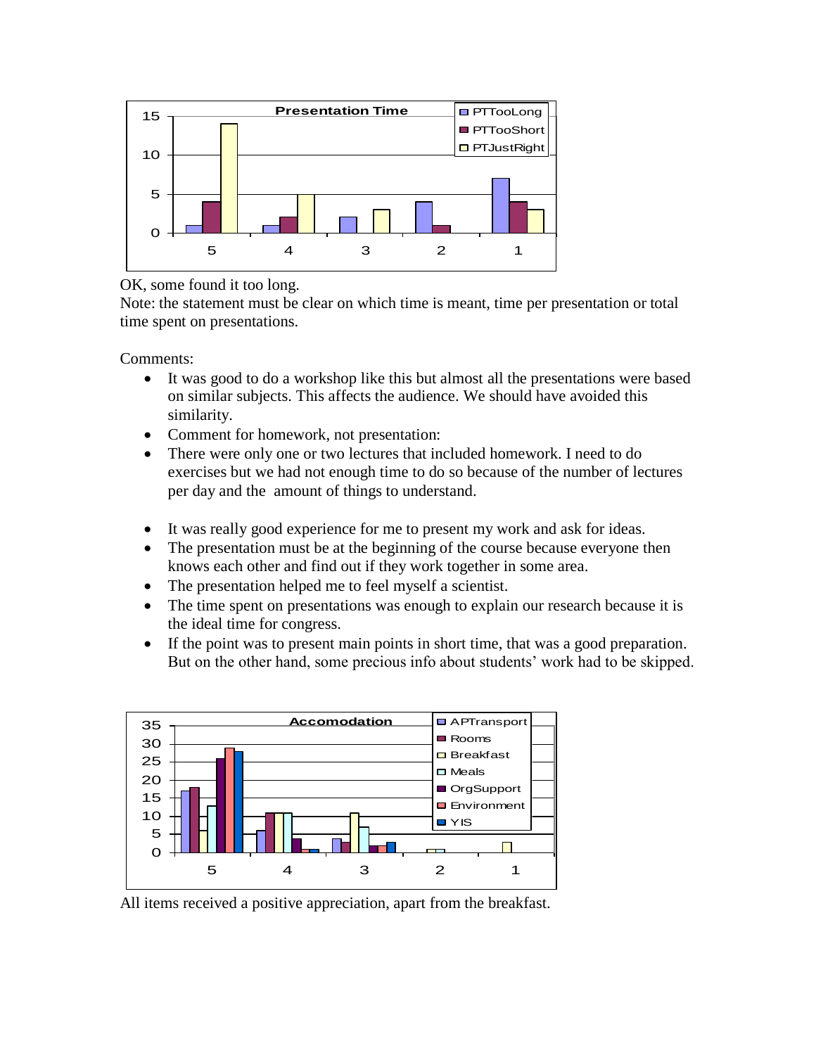OK, some found it too long.
Note: the statement must be clear on which time is meant, time per presentation or total time spent on presentations.

Comments:

- It was good to do a workshop like this but almost all the presentations were based on similar subjects. This affects the audience. We should have avoided this similarity.
- Comment for homework, not presentation:
- There were only one or two lectures that included homework. I need to do exercises but we had not enough time to do so because of the number of lectures per day and the amount of things to understand.

- It was really good experience for me to present my work and ask for ideas.
- The presentation must be at the beginning of the course because everyone then knows each other and find out if they work together in some area.
- The presentation helped me to feel myself a scientist.
- The time spent on presentations was enough to explain our research because it is the ideal time for congress.
- If the point was to present main points in short time, that was a good preparation. But on the other hand, some precious info about students' work had to be skipped.

All items received a positive appreciation, apart from the breakfast.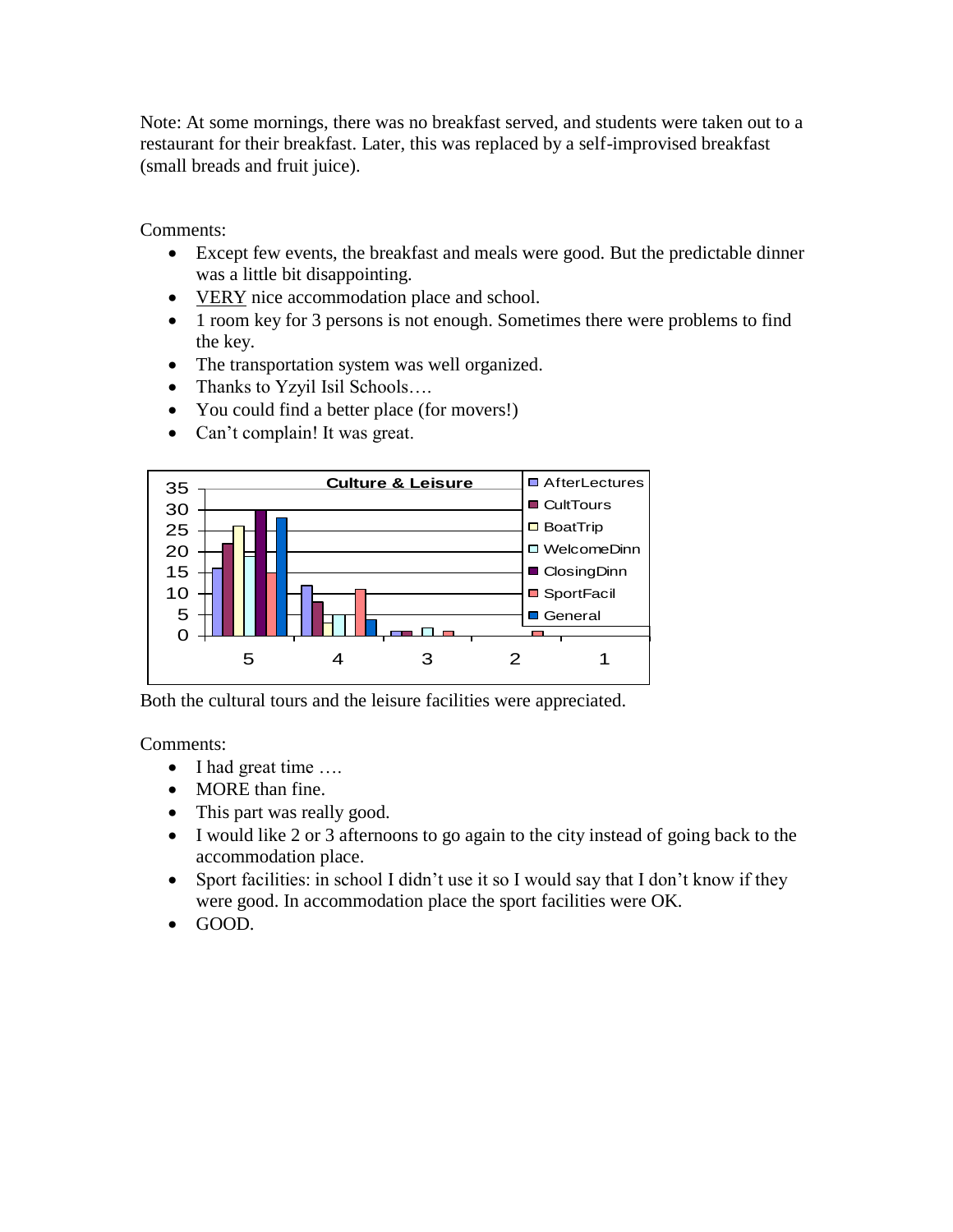Note: At some mornings, there was no breakfast served, and students were taken out to a restaurant for their breakfast. Later, this was replaced by a self-improvised breakfast (small breads and fruit juice).

Comments:

- Except few events, the breakfast and meals were good. But the predictable dinner was a little bit disappointing.
- VERY nice accommodation place and school.
- 1 room key for 3 persons is not enough. Sometimes there were problems to find the key.
- The transportation system was well organized.
- Thanks to Yzyil Isil Schools….
- You could find a better place (for movers!)
- Can't complain! It was great.

Both the cultural tours and the leisure facilities were appreciated.

Comments:

- I had great time ….
- MORE than fine.
- This part was really good.
- I would like 2 or 3 afternoons to go again to the city instead of going back to the accommodation place.
- Sport facilities: in school I didn't use it so I would say that I don't know if they were good. In accommodation place the sport facilities were OK.
- GOOD.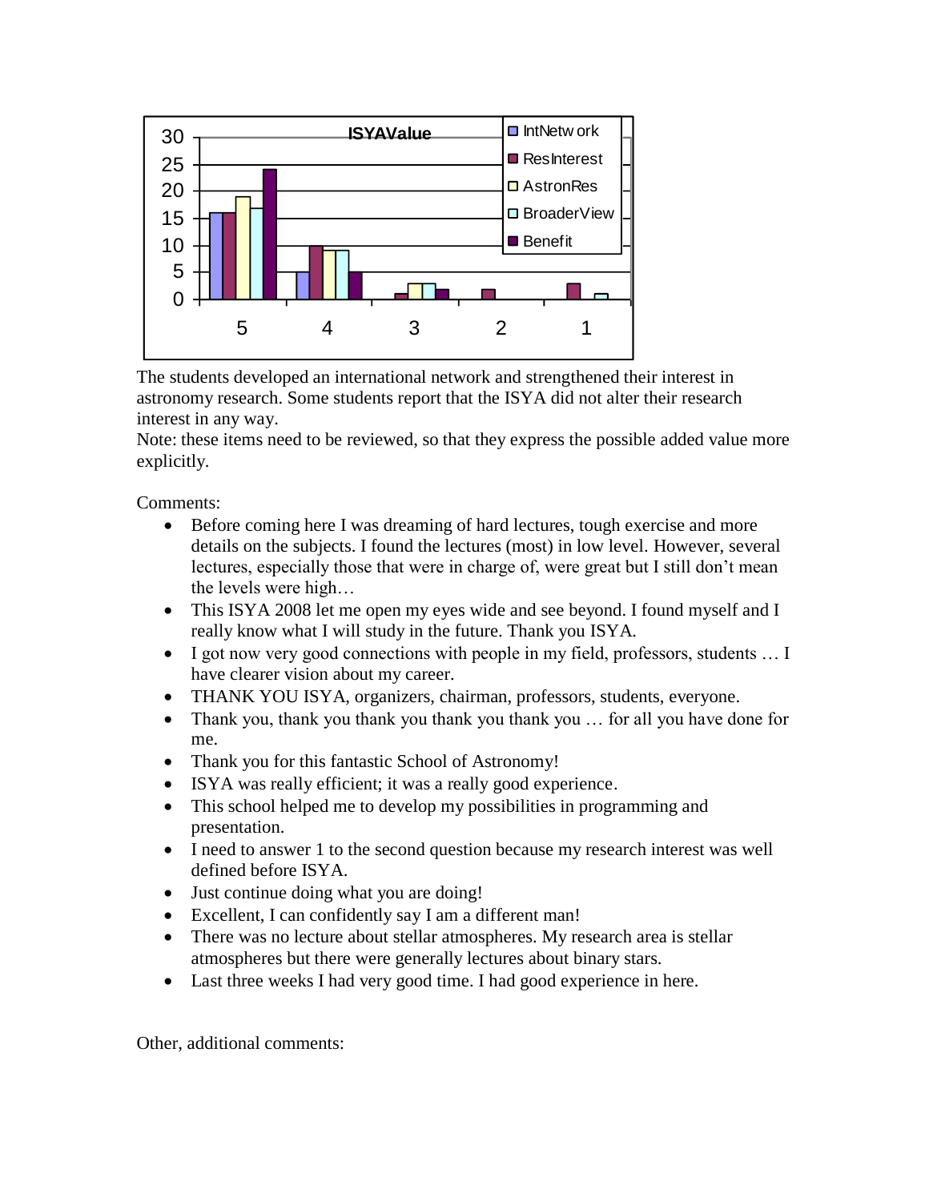**ISYAValue**

| | IntNetwork | ResInterest | AstronRes | BroaderView | Benefit |
|---|---|---|---|---|---|
| 5 | 16 | 16 | 19 | 17 | 24 |
| 4 | 5 | 10 | 9 | 9 | 5 |
| 3 | | 1 | 3 | 3 | 2 |
| 2 | | 2 | | | |
| 1 | | 3 | | 1 | |

The students developed an international network and strengthened their interest in astronomy research. Some students report that the ISYA did not alter their research interest in any way.
Note: these items need to be reviewed, so that they express the possible added value more explicitly.

Comments:

- Before coming here I was dreaming of hard lectures, tough exercise and more details on the subjects. I found the lectures (most) in low level. However, several lectures, especially those that were in charge of, were great but I still don't mean the levels were high…
- This ISYA 2008 let me open my eyes wide and see beyond. I found myself and I really know what I will study in the future. Thank you ISYA.
- I got now very good connections with people in my field, professors, students … I have clearer vision about my career.
- THANK YOU ISYA, organizers, chairman, professors, students, everyone.
- Thank you, thank you thank you thank you thank you … for all you have done for me.
- Thank you for this fantastic School of Astronomy!
- ISYA was really efficient; it was a really good experience.
- This school helped me to develop my possibilities in programming and presentation.
- I need to answer 1 to the second question because my research interest was well defined before ISYA.
- Just continue doing what you are doing!
- Excellent, I can confidently say I am a different man!
- There was no lecture about stellar atmospheres. My research area is stellar atmospheres but there were generally lectures about binary stars.
- Last three weeks I had very good time. I had good experience in here.

Other, additional comments: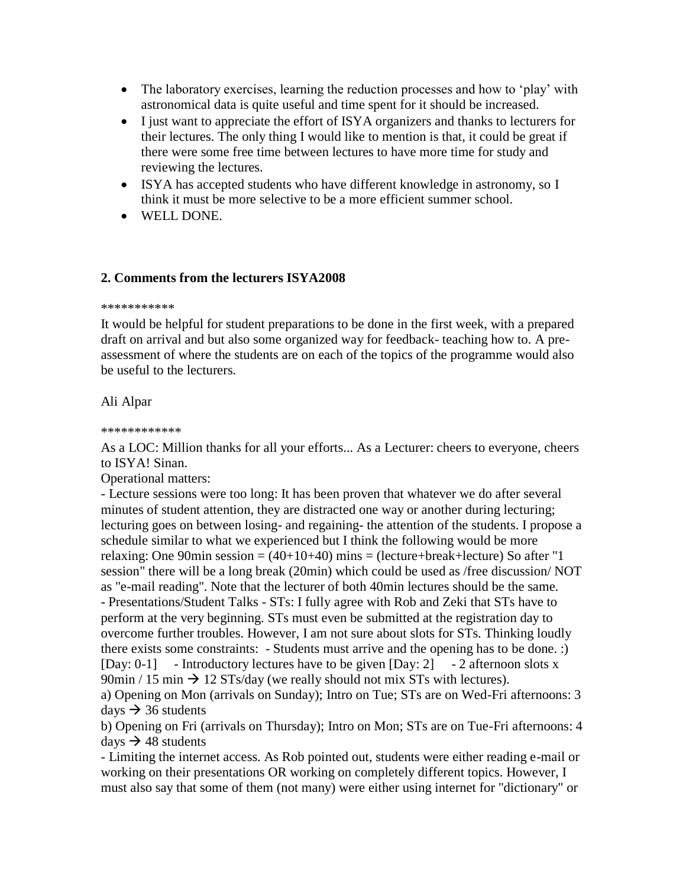- The laboratory exercises, learning the reduction processes and how to 'play' with astronomical data is quite useful and time spent for it should be increased.
- I just want to appreciate the effort of ISYA organizers and thanks to lecturers for their lectures. The only thing I would like to mention is that, it could be great if there were some free time between lectures to have more time for study and reviewing the lectures.
- ISYA has accepted students who have different knowledge in astronomy, so I think it must be more selective to be a more efficient summer school.
- WELL DONE.

**2. Comments from the lecturers ISYA2008**

***********

It would be helpful for student preparations to be done in the first week, with a prepared draft on arrival and but also some organized way for feedback- teaching how to. A pre-assessment of where the students are on each of the topics of the programme would also be useful to the lecturers.

Ali Alpar

************

As a LOC: Million thanks for all your efforts... As a Lecturer: cheers to everyone, cheers to ISYA! Sinan.

Operational matters:

- Lecture sessions were too long: It has been proven that whatever we do after several minutes of student attention, they are distracted one way or another during lecturing; lecturing goes on between losing- and regaining- the attention of the students. I propose a schedule similar to what we experienced but I think the following would be more relaxing: One 90min session = (40+10+40) mins = (lecture+break+lecture) So after "1 session" there will be a long break (20min) which could be used as /free discussion/ NOT as "e-mail reading". Note that the lecturer of both 40min lectures should be the same.
- Presentations/Student Talks - STs: I fully agree with Rob and Zeki that STs have to perform at the very beginning. STs must even be submitted at the registration day to overcome further troubles. However, I am not sure about slots for STs. Thinking loudly there exists some constraints: - Students must arrive and the opening has to be done. :) [Day: 0-1] - Introductory lectures have to be given [Day: 2] - 2 afternoon slots x 90min / 15 min → 12 STs/day (we really should not mix STs with lectures).

a) Opening on Mon (arrivals on Sunday); Intro on Tue; STs are on Wed-Fri afternoons: 3 days → 36 students

b) Opening on Fri (arrivals on Thursday); Intro on Mon; STs are on Tue-Fri afternoons: 4 days → 48 students

- Limiting the internet access. As Rob pointed out, students were either reading e-mail or working on their presentations OR working on completely different topics. However, I must also say that some of them (not many) were either using internet for "dictionary" or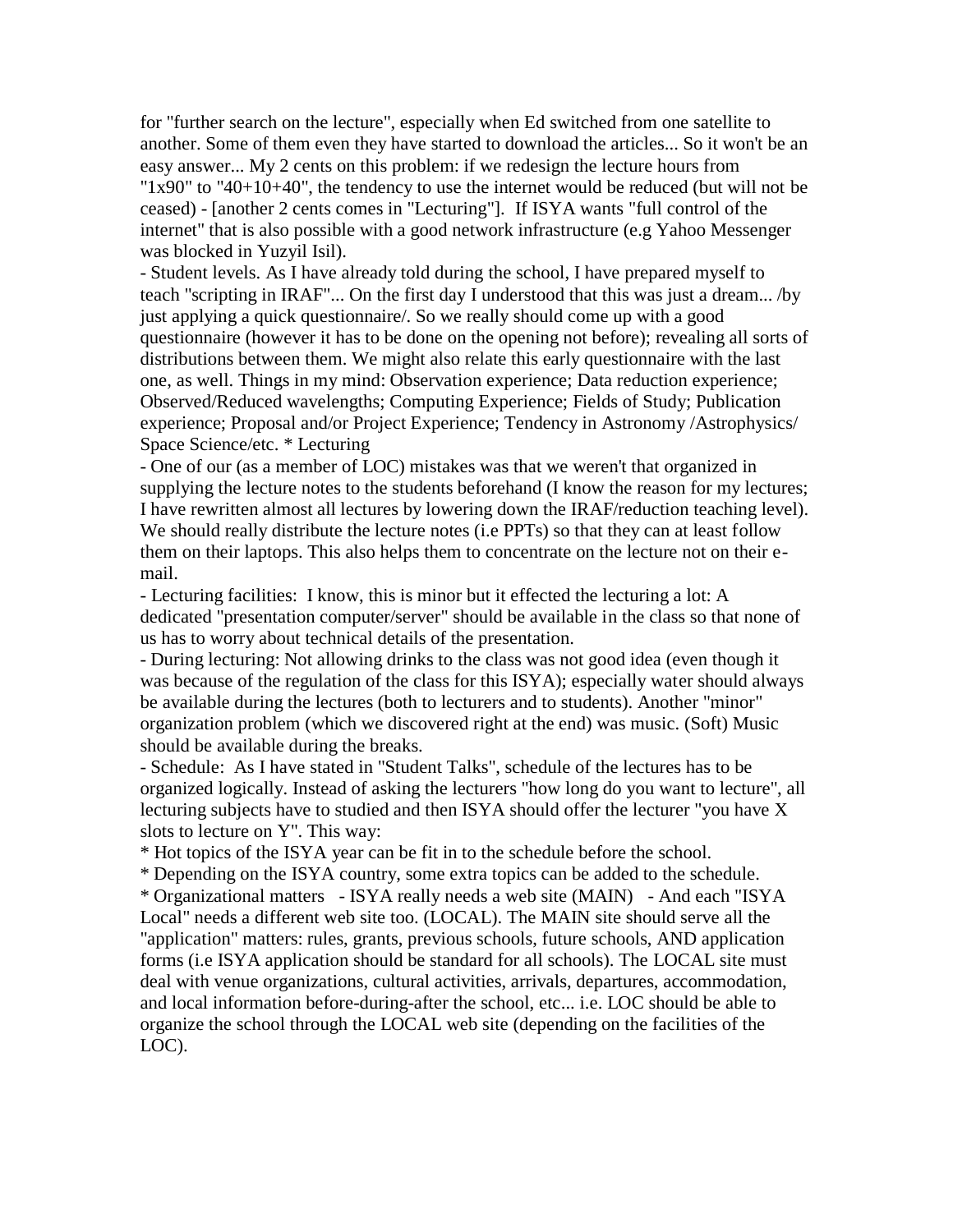for "further search on the lecture", especially when Ed switched from one satellite to another. Some of them even they have started to download the articles... So it won't be an easy answer... My 2 cents on this problem: if we redesign the lecture hours from "1x90" to "40+10+40", the tendency to use the internet would be reduced (but will not be ceased) - [another 2 cents comes in "Lecturing"]. If ISYA wants "full control of the internet" that is also possible with a good network infrastructure (e.g Yahoo Messenger was blocked in Yuzyil Isil).

- Student levels. As I have already told during the school, I have prepared myself to teach "scripting in IRAF"... On the first day I understood that this was just a dream... /by just applying a quick questionnaire/. So we really should come up with a good questionnaire (however it has to be done on the opening not before); revealing all sorts of distributions between them. We might also relate this early questionnaire with the last one, as well. Things in my mind: Observation experience; Data reduction experience; Observed/Reduced wavelengths; Computing Experience; Fields of Study; Publication experience; Proposal and/or Project Experience; Tendency in Astronomy /Astrophysics/ Space Science/etc. * Lecturing

- One of our (as a member of LOC) mistakes was that we weren't that organized in supplying the lecture notes to the students beforehand (I know the reason for my lectures; I have rewritten almost all lectures by lowering down the IRAF/reduction teaching level). We should really distribute the lecture notes (i.e PPTs) so that they can at least follow them on their laptops. This also helps them to concentrate on the lecture not on their e-mail.

- Lecturing facilities: I know, this is minor but it effected the lecturing a lot: A dedicated "presentation computer/server" should be available in the class so that none of us has to worry about technical details of the presentation.

- During lecturing: Not allowing drinks to the class was not good idea (even though it was because of the regulation of the class for this ISYA); especially water should always be available during the lectures (both to lecturers and to students). Another "minor" organization problem (which we discovered right at the end) was music. (Soft) Music should be available during the breaks.

- Schedule: As I have stated in "Student Talks", schedule of the lectures has to be organized logically. Instead of asking the lecturers "how long do you want to lecture", all lecturing subjects have to studied and then ISYA should offer the lecturer "you have X slots to lecture on Y". This way:

* Hot topics of the ISYA year can be fit in to the schedule before the school.

* Depending on the ISYA country, some extra topics can be added to the schedule.

* Organizational matters - ISYA really needs a web site (MAIN) - And each "ISYA Local" needs a different web site too. (LOCAL). The MAIN site should serve all the "application" matters: rules, grants, previous schools, future schools, AND application forms (i.e ISYA application should be standard for all schools). The LOCAL site must deal with venue organizations, cultural activities, arrivals, departures, accommodation, and local information before-during-after the school, etc... i.e. LOC should be able to organize the school through the LOCAL web site (depending on the facilities of the LOC).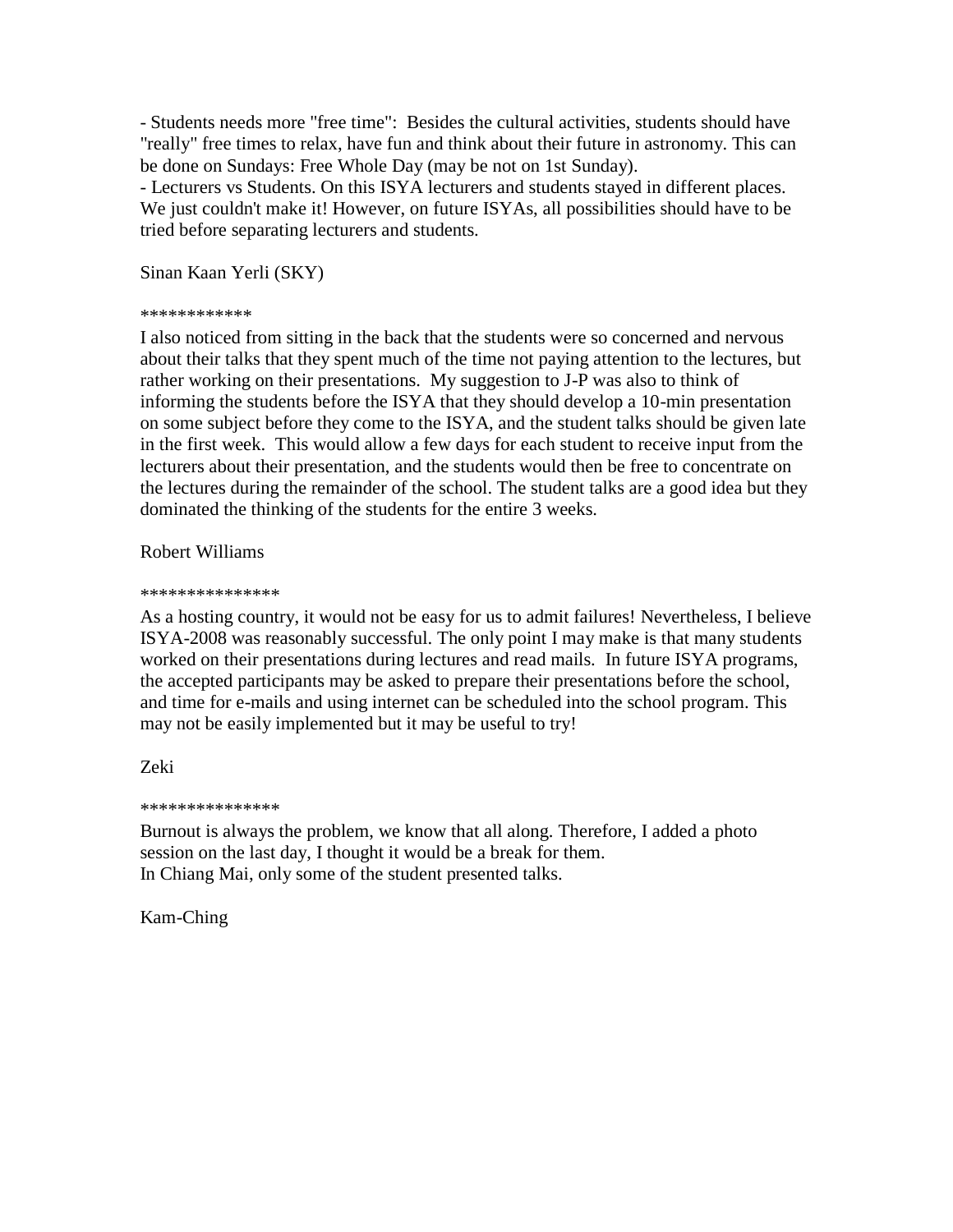- Students needs more "free time": Besides the cultural activities, students should have "really" free times to relax, have fun and think about their future in astronomy. This can be done on Sundays: Free Whole Day (may be not on 1st Sunday).
- Lecturers vs Students. On this ISYA lecturers and students stayed in different places. We just couldn't make it! However, on future ISYAs, all possibilities should have to be tried before separating lecturers and students.

Sinan Kaan Yerli (SKY)

************

I also noticed from sitting in the back that the students were so concerned and nervous about their talks that they spent much of the time not paying attention to the lectures, but rather working on their presentations. My suggestion to J-P was also to think of informing the students before the ISYA that they should develop a 10-min presentation on some subject before they come to the ISYA, and the student talks should be given late in the first week. This would allow a few days for each student to receive input from the lecturers about their presentation, and the students would then be free to concentrate on the lectures during the remainder of the school. The student talks are a good idea but they dominated the thinking of the students for the entire 3 weeks.

Robert Williams

***************

As a hosting country, it would not be easy for us to admit failures! Nevertheless, I believe ISYA-2008 was reasonably successful. The only point I may make is that many students worked on their presentations during lectures and read mails. In future ISYA programs, the accepted participants may be asked to prepare their presentations before the school, and time for e-mails and using internet can be scheduled into the school program. This may not be easily implemented but it may be useful to try!

Zeki

***************

Burnout is always the problem, we know that all along. Therefore, I added a photo session on the last day, I thought it would be a break for them.
In Chiang Mai, only some of the student presented talks.

Kam-Ching